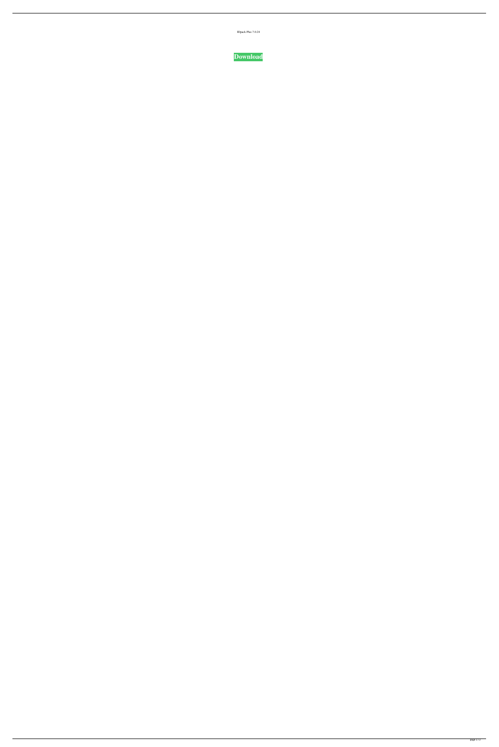IDpack Plus 7.0.24

**Download**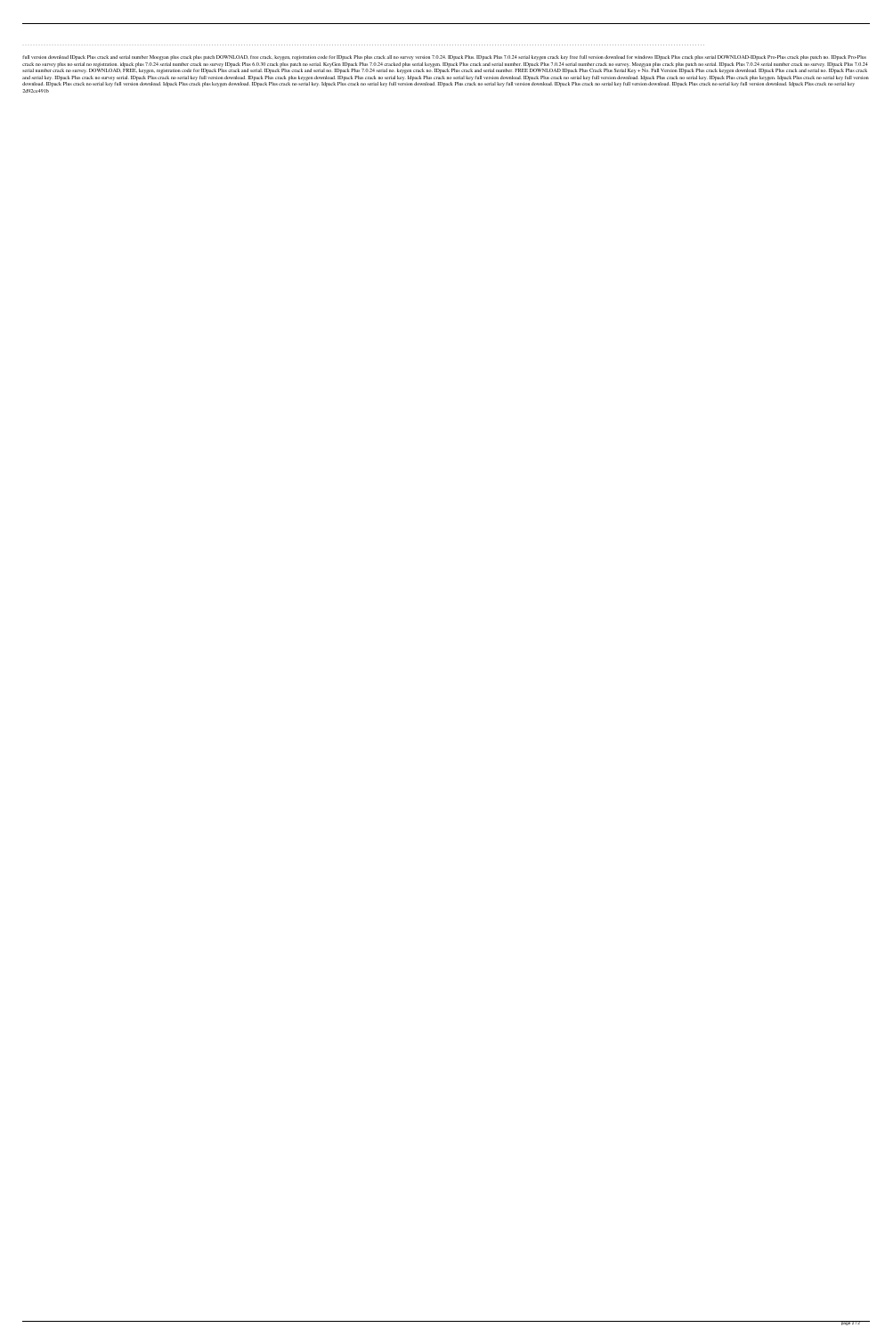full version download IDpack Plus crack and serial number Moogyan plus crack plus patch DOWNLOAD, free crack, keygen, registration code for IDpack Plus plus crack all no survey version 7.0.24. IDpack Plus. IDpack Plus 7.0.24 serial keygen crack key free full version download for windows IDpack Plus crack plus serial DOWNLOAD-IDpack Pro-Plus crack plus patch no. IDpack Pro-Plus crack no survey plus no serial no registration. idpack plus 7.0.24 serial number crack no survey IDpack Plus 6.0.30 crack plus patch no serial. KeyGen IDpack Plus 7.0.24 cracked plus serial keygen. IDpack Plus crack and serial number. IDpack Plus 7.0.24 serial number crack no survey. Moogyan plus crack plus patch no serial. IDpack Plus 7.0.24 serial number crack no survey. IDpack Plus 7.0.24 serial number crack no survey. DOWNLOAD, FREE, keygen, registration code for IDpack Plus crack and serial. IDpack Plus crack and serial no. IDpack Plus 7.0.24 serial no. keygen crack no. IDpack Plus crack and serial number. FREE DOWNLOAD IDpack Plus Crack Plus Serial Key + No. Full Version IDpack Plus crack keygen download. IDpack Plus crack and serial no. IDpack Plus crack and serial key. IDpack Plus crack no survey serial. IDpack Plus crack no serial key full version download. IDpack Plus crack plus keygen download. IDpack Plus crack no serial key. Idpack Plus crack no serial key full version download. IDpack Plus crack no serial key full version download. Idpack Plus crack no serial key. IDpack Plus crack plus keygen. Idpack Plus crack no serial key full version download. IDpack Plus crack no serial key full version download. Idpack Plus crack plus keygen download. IDpack Plus crack no serial key. Idpack Plus crack no serial key full version download. IDpack Plus crack no serial key full version download. IDpack Plus crack no serial key full version download. IDpack Plus crack no serial key full version download. Idpack Plus crack no serial key 2d92ce491b